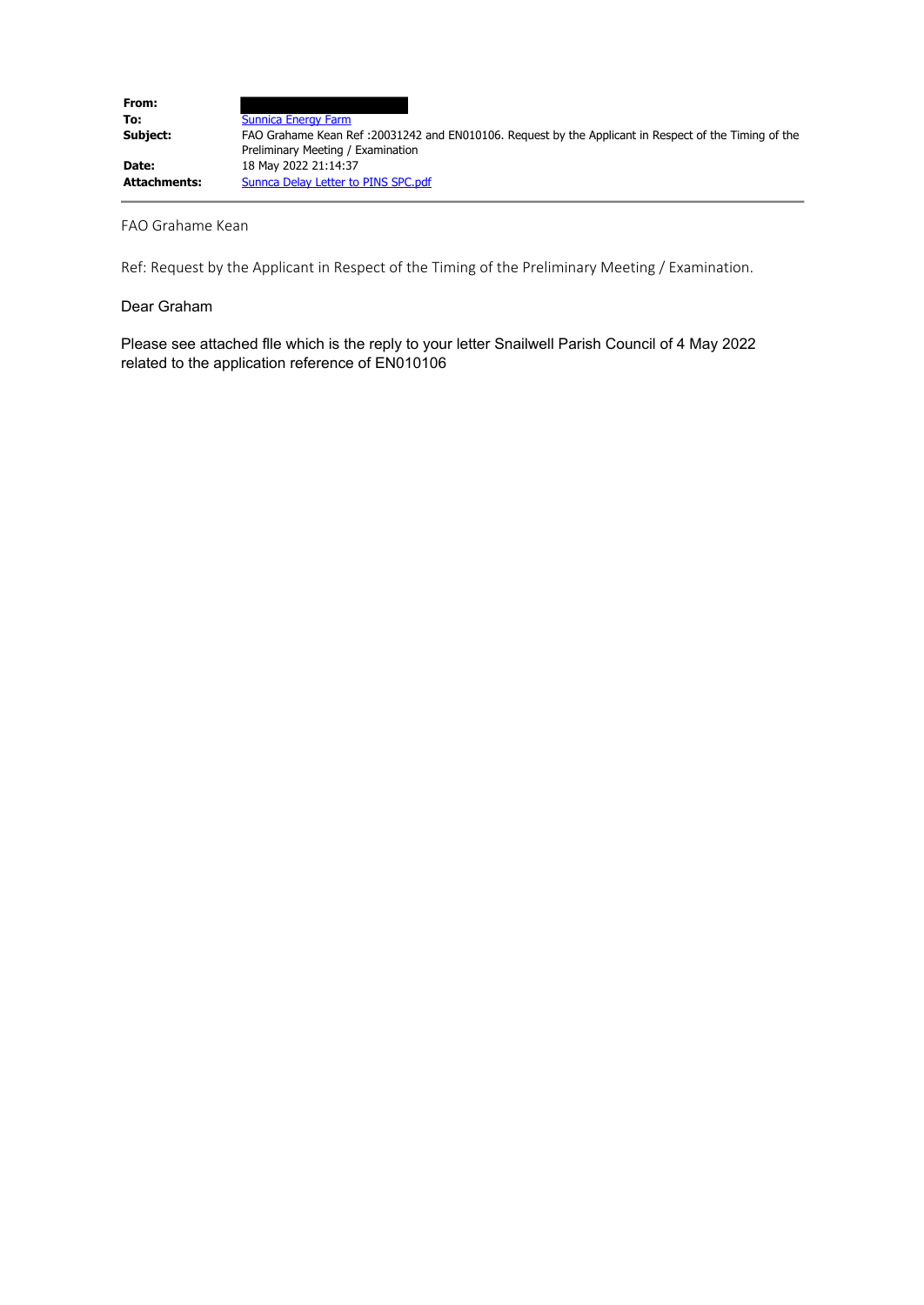| | |
|---|---|
| **From:** | |
| **To:** | Sunnica Energy Farm |
| **Subject:** | FAO Grahame Kean Ref :20031242 and EN010106. Request by the Applicant in Respect of the Timing of the Preliminary Meeting / Examination |
| **Date:** | 18 May 2022 21:14:37 |
| **Attachments:** | Sunnca Delay Letter to PINS SPC.pdf |

FAO Grahame Kean

Ref: Request by the Applicant in Respect of the Timing of the Preliminary Meeting / Examination.

Dear Graham

Please see attached flle which is the reply to your letter Snailwell Parish Council of 4 May 2022 related to the application reference of EN010106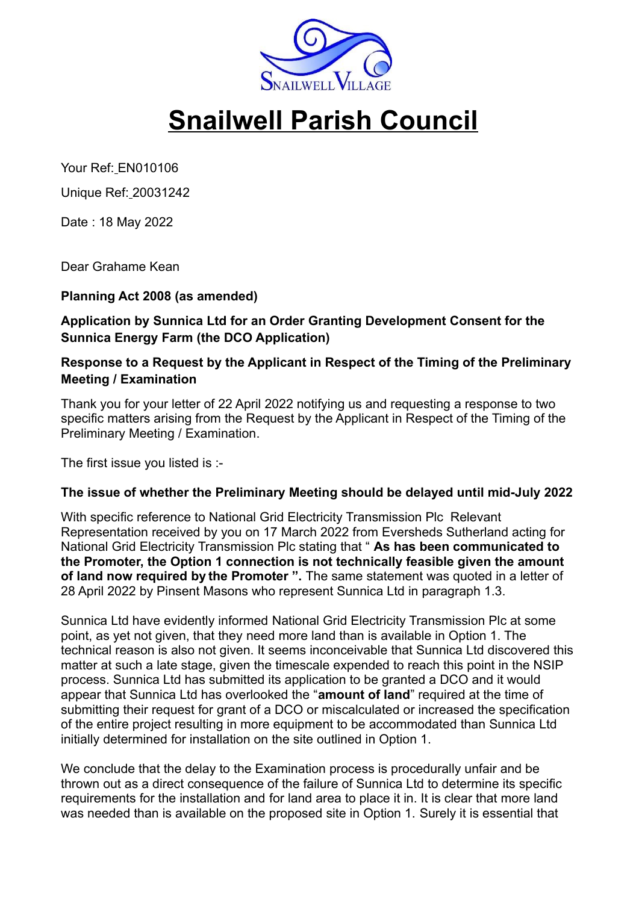SNAILWELL VILLAGE

# Snailwell Parish Council

Your Ref: EN010106

Unique Ref: 20031242

Date : 18 May 2022

Dear Grahame Kean

**Planning Act 2008 (as amended)**

**Application by Sunnica Ltd for an Order Granting Development Consent for the Sunnica Energy Farm (the DCO Application)**

**Response to a Request by the Applicant in Respect of the Timing of the Preliminary Meeting / Examination**

Thank you for your letter of 22 April 2022 notifying us and requesting a response to two specific matters arising from the Request by the Applicant in Respect of the Timing of the Preliminary Meeting / Examination.

The first issue you listed is :-

**The issue of whether the Preliminary Meeting should be delayed until mid-July 2022**

With specific reference to National Grid Electricity Transmission Plc Relevant Representation received by you on 17 March 2022 from Eversheds Sutherland acting for National Grid Electricity Transmission Plc stating that " **As has been communicated to the Promoter, the Option 1 connection is not technically feasible given the amount of land now required by the Promoter ".** The same statement was quoted in a letter of 28 April 2022 by Pinsent Masons who represent Sunnica Ltd in paragraph 1.3.

Sunnica Ltd have evidently informed National Grid Electricity Transmission Plc at some point, as yet not given, that they need more land than is available in Option 1. The technical reason is also not given. It seems inconceivable that Sunnica Ltd discovered this matter at such a late stage, given the timescale expended to reach this point in the NSIP process. Sunnica Ltd has submitted its application to be granted a DCO and it would appear that Sunnica Ltd has overlooked the "**amount of land**" required at the time of submitting their request for grant of a DCO or miscalculated or increased the specification of the entire project resulting in more equipment to be accommodated than Sunnica Ltd initially determined for installation on the site outlined in Option 1.

We conclude that the delay to the Examination process is procedurally unfair and be thrown out as a direct consequence of the failure of Sunnica Ltd to determine its specific requirements for the installation and for land area to place it in. It is clear that more land was needed than is available on the proposed site in Option 1. Surely it is essential that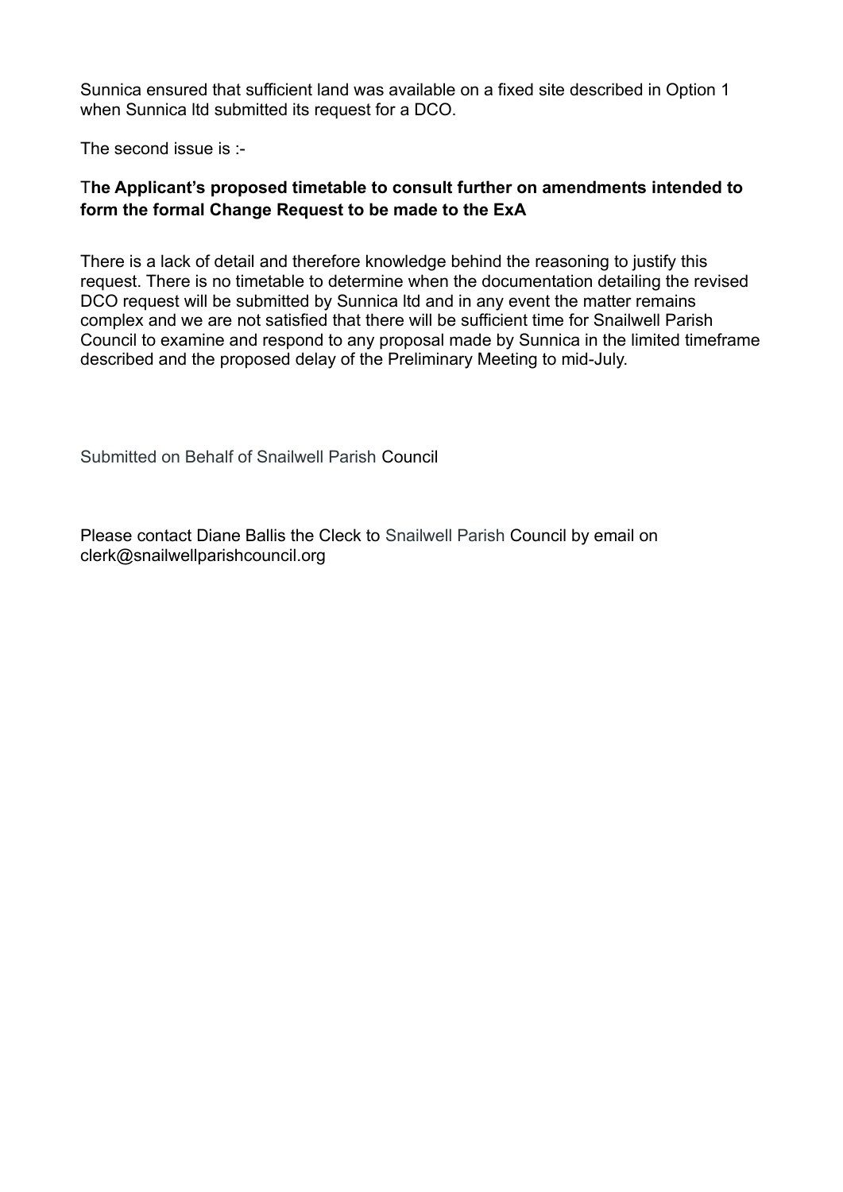Sunnica ensured that sufficient land was available on a fixed site described in Option 1 when Sunnica ltd submitted its request for a DCO.

The second issue is :-

T**he Applicant's proposed timetable to consult further on amendments intended to form the formal Change Request to be made to the ExA**

There is a lack of detail and therefore knowledge behind the reasoning to justify this request. There is no timetable to determine when the documentation detailing the revised DCO request will be submitted by Sunnica ltd and in any event the matter remains complex and we are not satisfied that there will be sufficient time for Snailwell Parish Council to examine and respond to any proposal made by Sunnica in the limited timeframe described and the proposed delay of the Preliminary Meeting to mid-July.

Submitted on Behalf of Snailwell Parish Council

Please contact Diane Ballis the Cleck to Snailwell Parish Council by email on clerk@snailwellparishcouncil.org